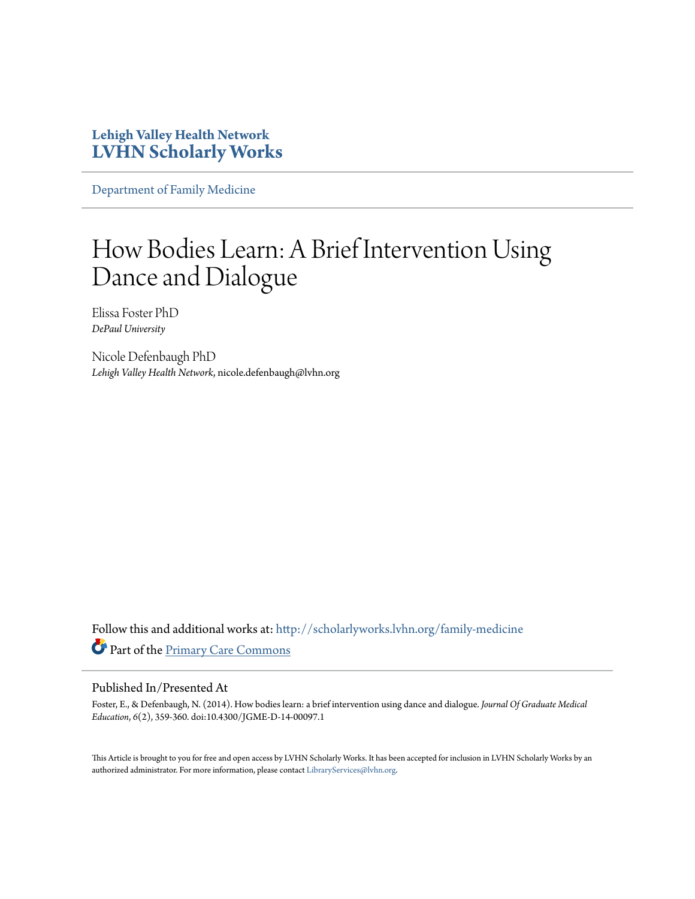**Lehigh Valley Health Network**
**LVHN Scholarly Works**

Department of Family Medicine

# How Bodies Learn: A Brief Intervention Using Dance and Dialogue

Elissa Foster PhD
*DePaul University*

Nicole Defenbaugh PhD
*Lehigh Valley Health Network*, nicole.defenbaugh@lvhn.org

Follow this and additional works at: http://scholarlyworks.lvhn.org/family-medicine

Part of the Primary Care Commons

## Published In/Presented At

Foster, E., & Defenbaugh, N. (2014). How bodies learn: a brief intervention using dance and dialogue. *Journal Of Graduate Medical Education*, *6*(2), 359-360. doi:10.4300/JGME-D-14-00097.1

This Article is brought to you for free and open access by LVHN Scholarly Works. It has been accepted for inclusion in LVHN Scholarly Works by an authorized administrator. For more information, please contact LibraryServices@lvhn.org.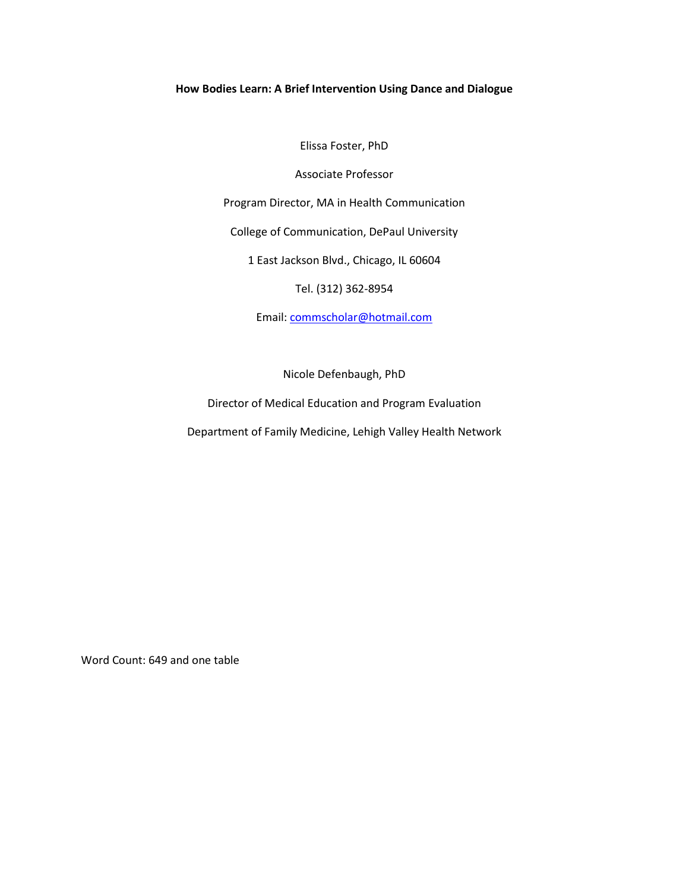**How Bodies Learn: A Brief Intervention Using Dance and Dialogue**

Elissa Foster, PhD

Associate Professor

Program Director, MA in Health Communication

College of Communication, DePaul University

1 East Jackson Blvd., Chicago, IL 60604

Tel. (312) 362-8954

Email: commscholar@hotmail.com

Nicole Defenbaugh, PhD

Director of Medical Education and Program Evaluation

Department of Family Medicine, Lehigh Valley Health Network

Word Count: 649 and one table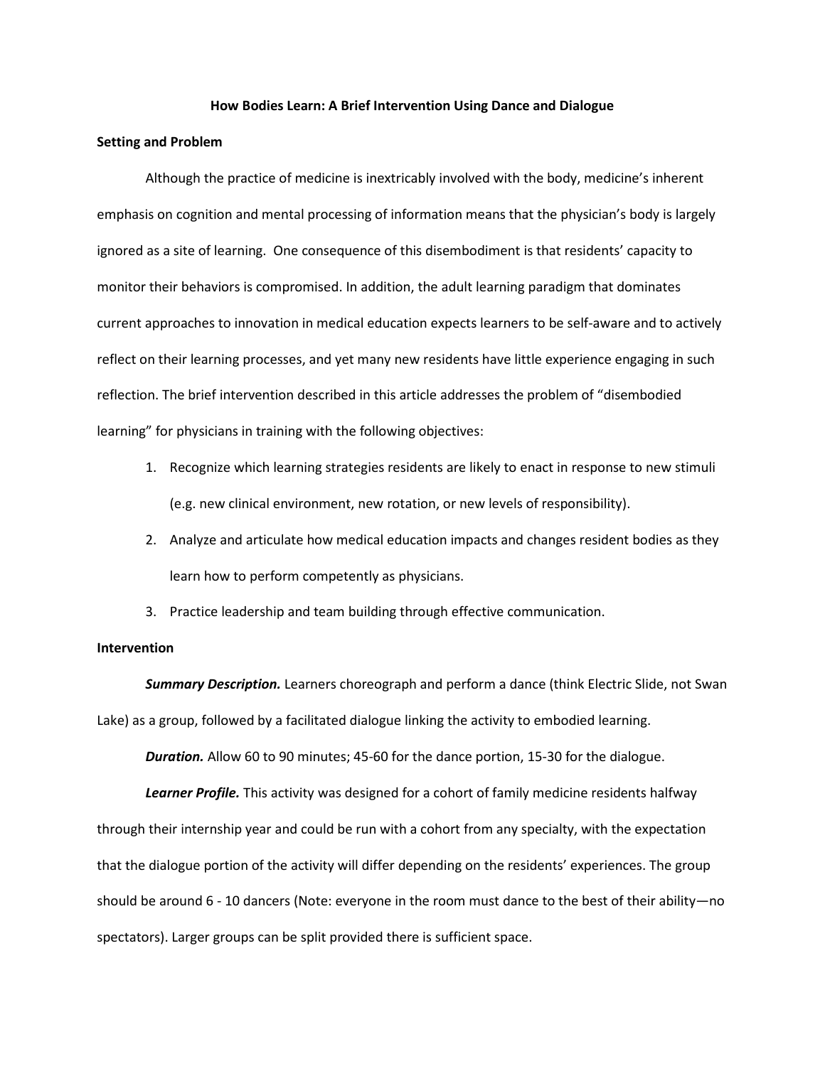# How Bodies Learn: A Brief Intervention Using Dance and Dialogue

## Setting and Problem

Although the practice of medicine is inextricably involved with the body, medicine's inherent emphasis on cognition and mental processing of information means that the physician's body is largely ignored as a site of learning. One consequence of this disembodiment is that residents' capacity to monitor their behaviors is compromised. In addition, the adult learning paradigm that dominates current approaches to innovation in medical education expects learners to be self-aware and to actively reflect on their learning processes, and yet many new residents have little experience engaging in such reflection. The brief intervention described in this article addresses the problem of "disembodied learning" for physicians in training with the following objectives:

1. Recognize which learning strategies residents are likely to enact in response to new stimuli (e.g. new clinical environment, new rotation, or new levels of responsibility).
2. Analyze and articulate how medical education impacts and changes resident bodies as they learn how to perform competently as physicians.
3. Practice leadership and team building through effective communication.

## Intervention

***Summary Description.*** Learners choreograph and perform a dance (think Electric Slide, not Swan Lake) as a group, followed by a facilitated dialogue linking the activity to embodied learning.

***Duration.*** Allow 60 to 90 minutes; 45-60 for the dance portion, 15-30 for the dialogue.

***Learner Profile.*** This activity was designed for a cohort of family medicine residents halfway through their internship year and could be run with a cohort from any specialty, with the expectation that the dialogue portion of the activity will differ depending on the residents' experiences. The group should be around 6 - 10 dancers (Note: everyone in the room must dance to the best of their ability—no spectators). Larger groups can be split provided there is sufficient space.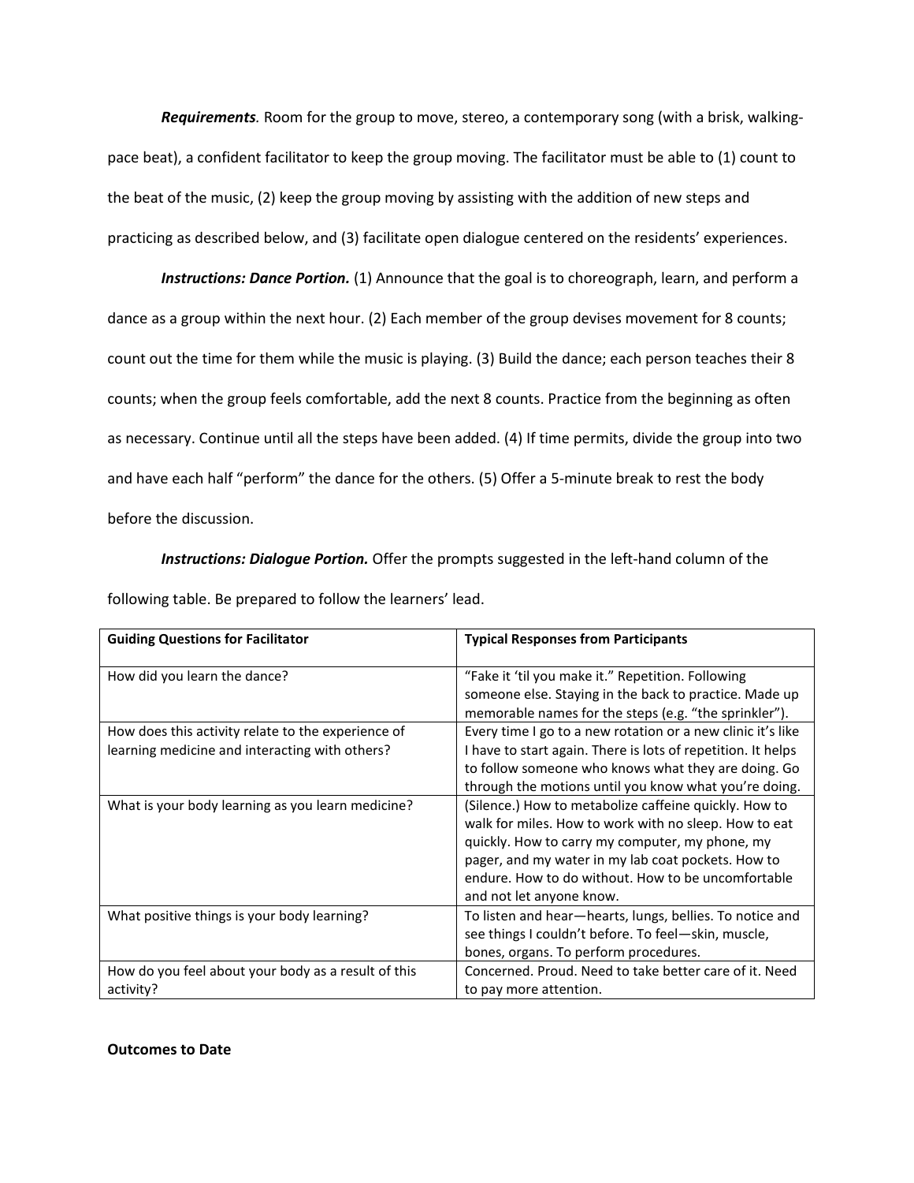***Requirements**.* Room for the group to move, stereo, a contemporary song (with a brisk, walking-pace beat), a confident facilitator to keep the group moving. The facilitator must be able to (1) count to the beat of the music, (2) keep the group moving by assisting with the addition of new steps and practicing as described below, and (3) facilitate open dialogue centered on the residents' experiences.

***Instructions: Dance Portion.*** (1) Announce that the goal is to choreograph, learn, and perform a dance as a group within the next hour. (2) Each member of the group devises movement for 8 counts; count out the time for them while the music is playing. (3) Build the dance; each person teaches their 8 counts; when the group feels comfortable, add the next 8 counts. Practice from the beginning as often as necessary. Continue until all the steps have been added. (4) If time permits, divide the group into two and have each half "perform" the dance for the others. (5) Offer a 5-minute break to rest the body before the discussion.

***Instructions: Dialogue Portion.*** Offer the prompts suggested in the left-hand column of the following table. Be prepared to follow the learners' lead.

| **Guiding Questions for Facilitator** | **Typical Responses from Participants** |
|---|---|
| How did you learn the dance? | "Fake it 'til you make it." Repetition. Following someone else. Staying in the back to practice. Made up memorable names for the steps (e.g. "the sprinkler"). |
| How does this activity relate to the experience of learning medicine and interacting with others? | Every time I go to a new rotation or a new clinic it's like I have to start again. There is lots of repetition. It helps to follow someone who knows what they are doing. Go through the motions until you know what you're doing. |
| What is your body learning as you learn medicine? | (Silence.) How to metabolize caffeine quickly. How to walk for miles. How to work with no sleep. How to eat quickly. How to carry my computer, my phone, my pager, and my water in my lab coat pockets. How to endure. How to do without. How to be uncomfortable and not let anyone know. |
| What positive things is your body learning? | To listen and hear—hearts, lungs, bellies. To notice and see things I couldn't before. To feel—skin, muscle, bones, organs. To perform procedures. |
| How do you feel about your body as a result of this activity? | Concerned. Proud. Need to take better care of it. Need to pay more attention. |

**Outcomes to Date**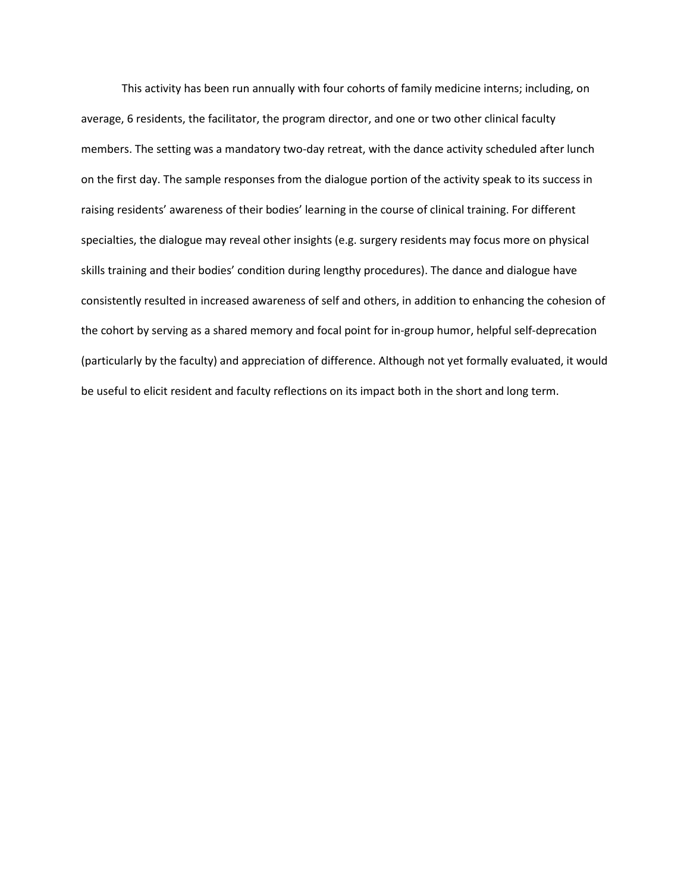This activity has been run annually with four cohorts of family medicine interns; including, on average, 6 residents, the facilitator, the program director, and one or two other clinical faculty members. The setting was a mandatory two-day retreat, with the dance activity scheduled after lunch on the first day. The sample responses from the dialogue portion of the activity speak to its success in raising residents' awareness of their bodies' learning in the course of clinical training. For different specialties, the dialogue may reveal other insights (e.g. surgery residents may focus more on physical skills training and their bodies' condition during lengthy procedures). The dance and dialogue have consistently resulted in increased awareness of self and others, in addition to enhancing the cohesion of the cohort by serving as a shared memory and focal point for in-group humor, helpful self-deprecation (particularly by the faculty) and appreciation of difference. Although not yet formally evaluated, it would be useful to elicit resident and faculty reflections on its impact both in the short and long term.